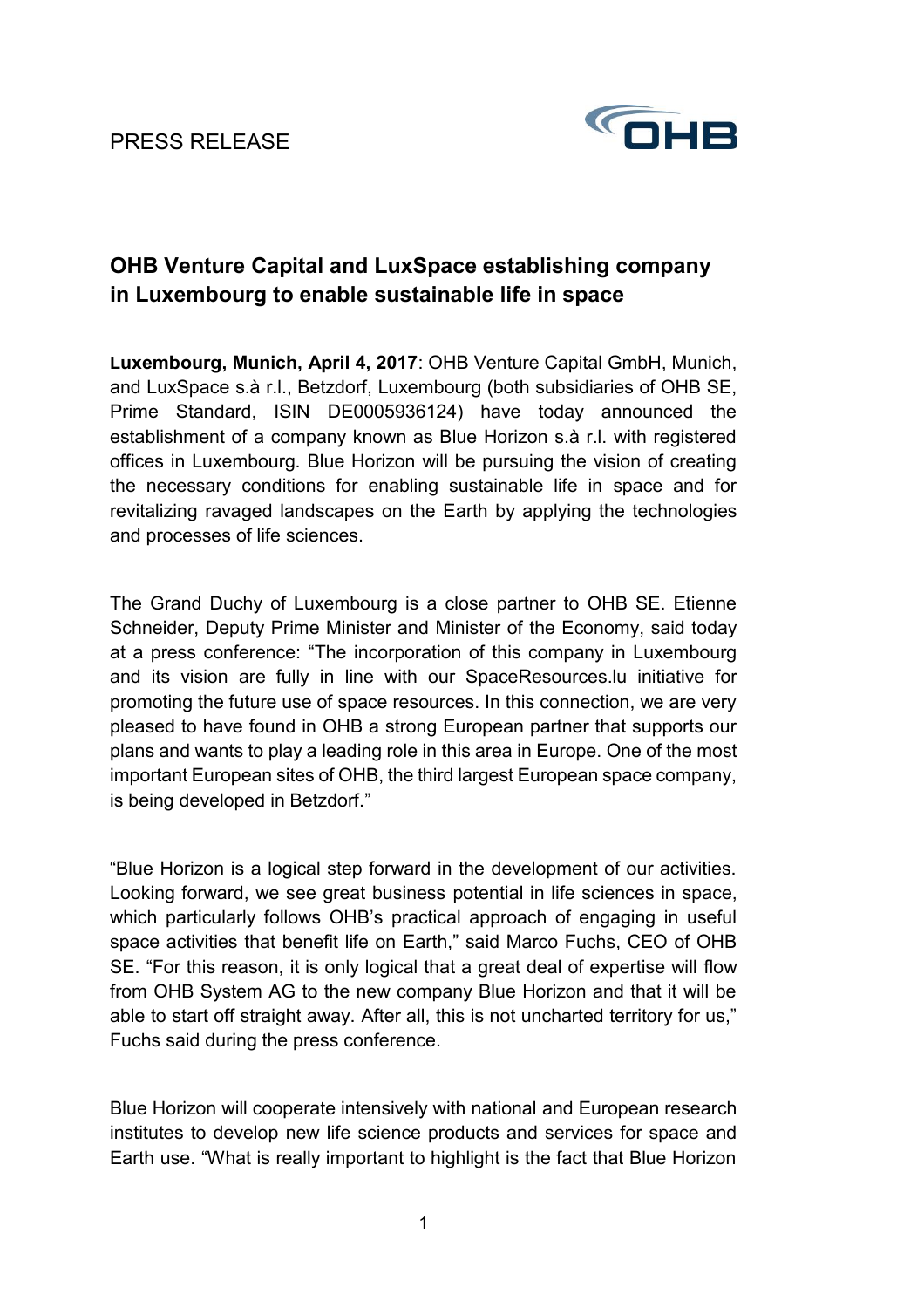PRESS RELEASE

# OHB Venture Capital and LuxSpace establishing company in Luxembourg to enable sustainable life in space

**Luxembourg, Munich, April 4, 2017**: OHB Venture Capital GmbH, Munich, and LuxSpace s.à r.l., Betzdorf, Luxembourg (both subsidiaries of OHB SE, Prime Standard, ISIN DE0005936124) have today announced the establishment of a company known as Blue Horizon s.à r.l. with registered offices in Luxembourg. Blue Horizon will be pursuing the vision of creating the necessary conditions for enabling sustainable life in space and for revitalizing ravaged landscapes on the Earth by applying the technologies and processes of life sciences.

The Grand Duchy of Luxembourg is a close partner to OHB SE. Etienne Schneider, Deputy Prime Minister and Minister of the Economy, said today at a press conference: "The incorporation of this company in Luxembourg and its vision are fully in line with our SpaceResources.lu initiative for promoting the future use of space resources. In this connection, we are very pleased to have found in OHB a strong European partner that supports our plans and wants to play a leading role in this area in Europe. One of the most important European sites of OHB, the third largest European space company, is being developed in Betzdorf."

"Blue Horizon is a logical step forward in the development of our activities. Looking forward, we see great business potential in life sciences in space, which particularly follows OHB's practical approach of engaging in useful space activities that benefit life on Earth," said Marco Fuchs, CEO of OHB SE. "For this reason, it is only logical that a great deal of expertise will flow from OHB System AG to the new company Blue Horizon and that it will be able to start off straight away. After all, this is not uncharted territory for us," Fuchs said during the press conference.

Blue Horizon will cooperate intensively with national and European research institutes to develop new life science products and services for space and Earth use. "What is really important to highlight is the fact that Blue Horizon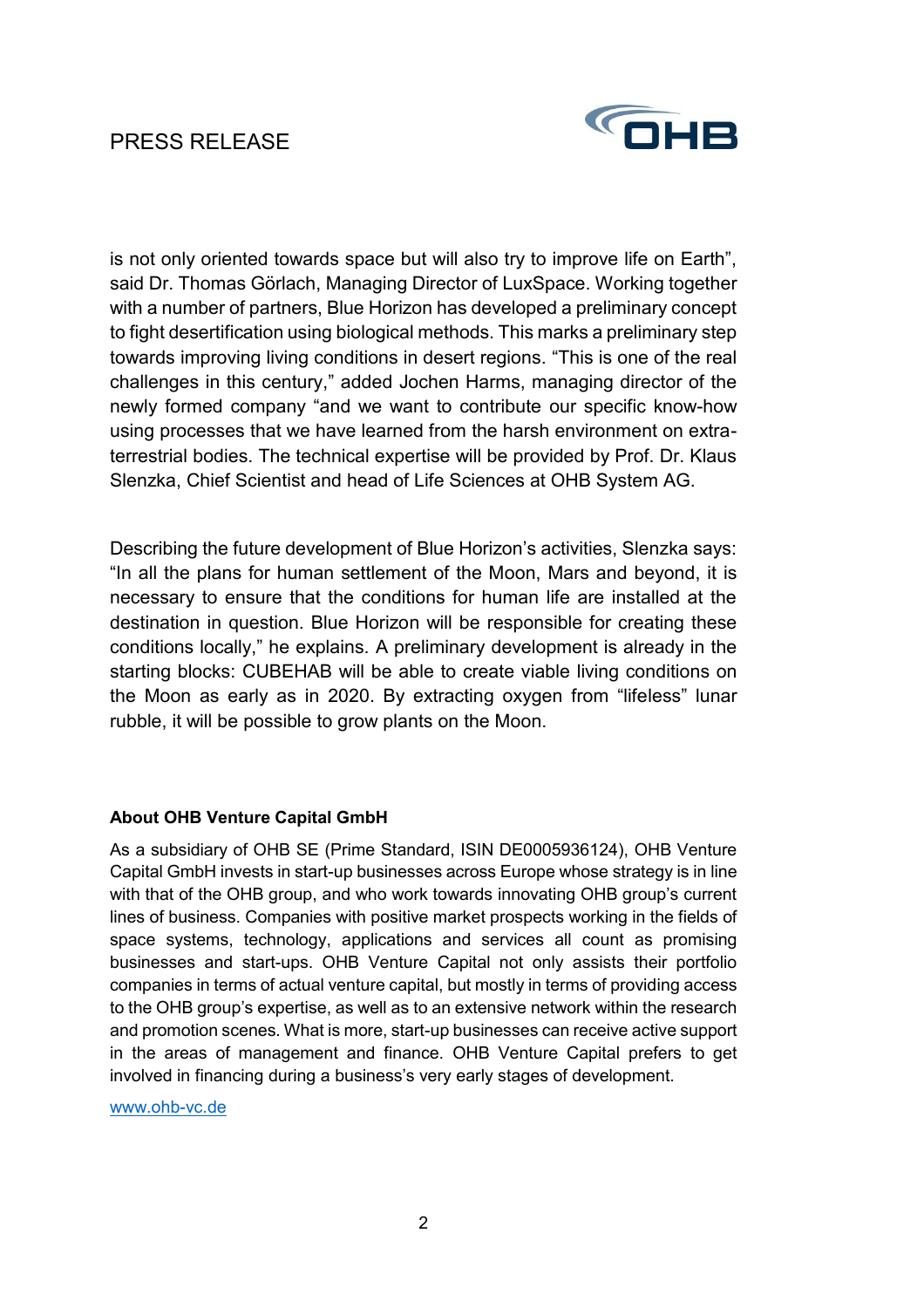is not only oriented towards space but will also try to improve life on Earth", said Dr. Thomas Görlach, Managing Director of LuxSpace. Working together with a number of partners, Blue Horizon has developed a preliminary concept to fight desertification using biological methods. This marks a preliminary step towards improving living conditions in desert regions. "This is one of the real challenges in this century," added Jochen Harms, managing director of the newly formed company "and we want to contribute our specific know-how using processes that we have learned from the harsh environment on extra-terrestrial bodies. The technical expertise will be provided by Prof. Dr. Klaus Slenzka, Chief Scientist and head of Life Sciences at OHB System AG.

Describing the future development of Blue Horizon's activities, Slenzka says: "In all the plans for human settlement of the Moon, Mars and beyond, it is necessary to ensure that the conditions for human life are installed at the destination in question. Blue Horizon will be responsible for creating these conditions locally," he explains. A preliminary development is already in the starting blocks: CUBEHAB will be able to create viable living conditions on the Moon as early as in 2020. By extracting oxygen from "lifeless" lunar rubble, it will be possible to grow plants on the Moon.

**About OHB Venture Capital GmbH**

As a subsidiary of OHB SE (Prime Standard, ISIN DE0005936124), OHB Venture Capital GmbH invests in start-up businesses across Europe whose strategy is in line with that of the OHB group, and who work towards innovating OHB group's current lines of business. Companies with positive market prospects working in the fields of space systems, technology, applications and services all count as promising businesses and start-ups. OHB Venture Capital not only assists their portfolio companies in terms of actual venture capital, but mostly in terms of providing access to the OHB group's expertise, as well as to an extensive network within the research and promotion scenes. What is more, start-up businesses can receive active support in the areas of management and finance. OHB Venture Capital prefers to get involved in financing during a business's very early stages of development.

www.ohb-vc.de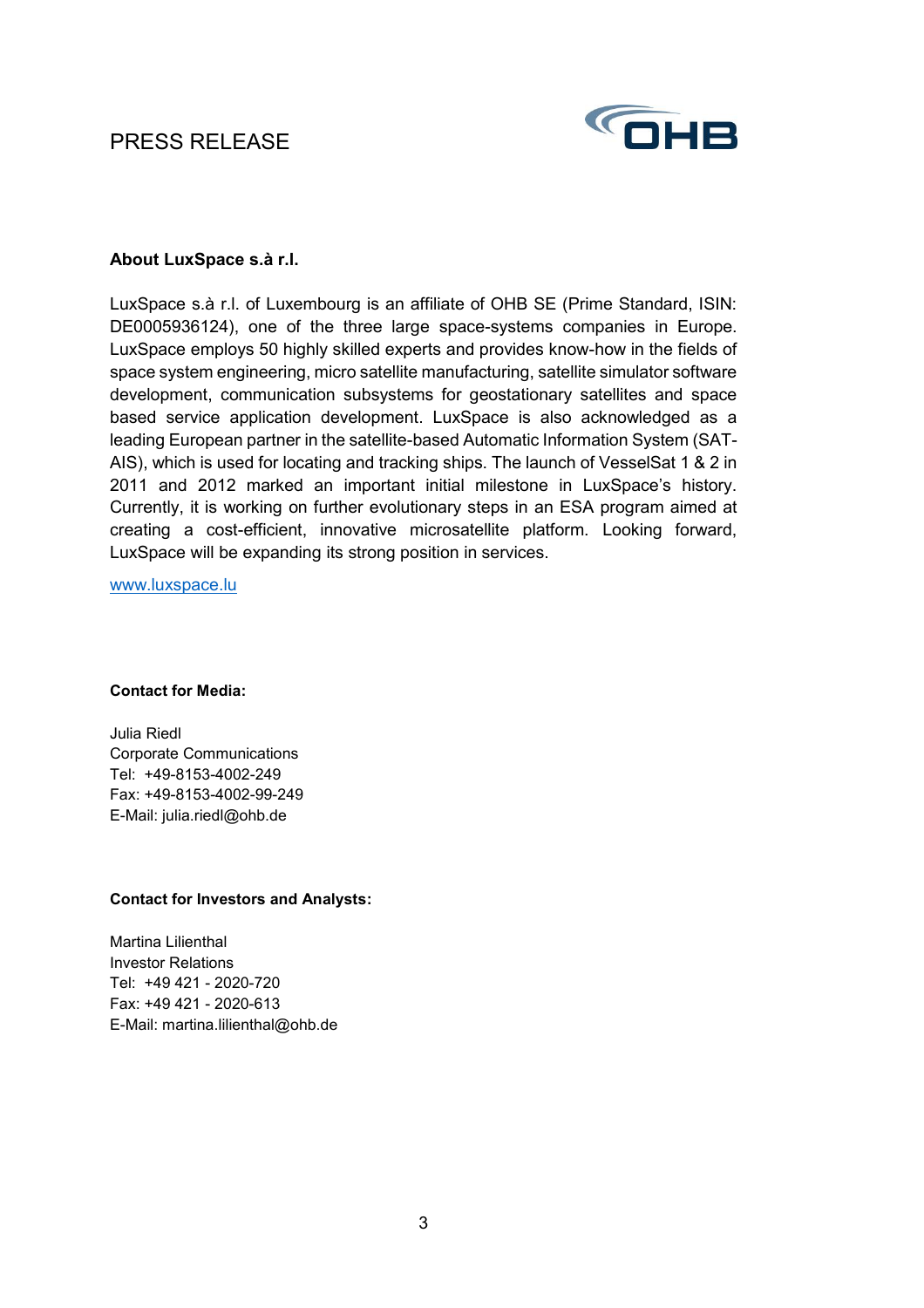PRESS RELEASE

**About LuxSpace s.à r.l.**

LuxSpace s.à r.l. of Luxembourg is an affiliate of OHB SE (Prime Standard, ISIN: DE0005936124), one of the three large space-systems companies in Europe. LuxSpace employs 50 highly skilled experts and provides know-how in the fields of space system engineering, micro satellite manufacturing, satellite simulator software development, communication subsystems for geostationary satellites and space based service application development. LuxSpace is also acknowledged as a leading European partner in the satellite-based Automatic Information System (SAT-AIS), which is used for locating and tracking ships. The launch of VesselSat 1 & 2 in 2011 and 2012 marked an important initial milestone in LuxSpace's history. Currently, it is working on further evolutionary steps in an ESA program aimed at creating a cost-efficient, innovative microsatellite platform. Looking forward, LuxSpace will be expanding its strong position in services.

www.luxspace.lu

**Contact for Media:**

Julia Riedl
Corporate Communications
Tel: +49-8153-4002-249
Fax: +49-8153-4002-99-249
E-Mail: julia.riedl@ohb.de

**Contact for Investors and Analysts:**

Martina Lilienthal
Investor Relations
Tel: +49 421 - 2020-720
Fax: +49 421 - 2020-613
E-Mail: martina.lilienthal@ohb.de